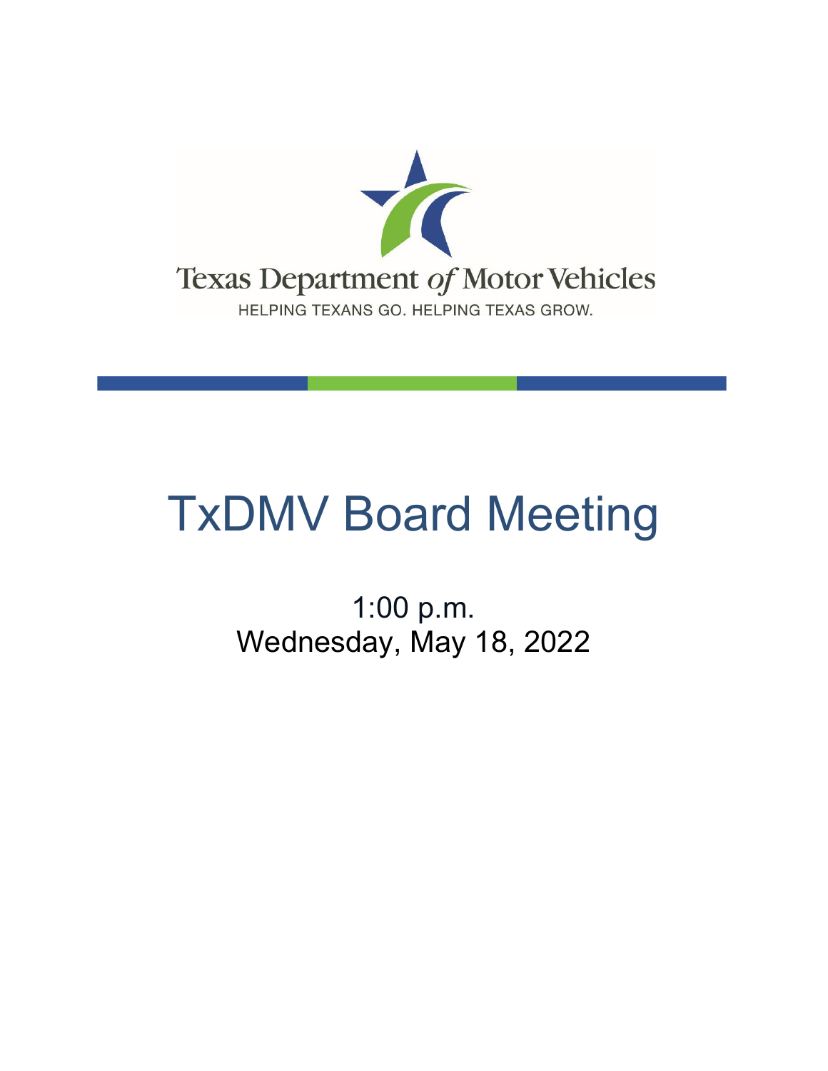Texas Department *of* Motor Vehicles

HELPING TEXANS GO. HELPING TEXAS GROW.

# TxDMV Board Meeting

1:00 p.m.
Wednesday, May 18, 2022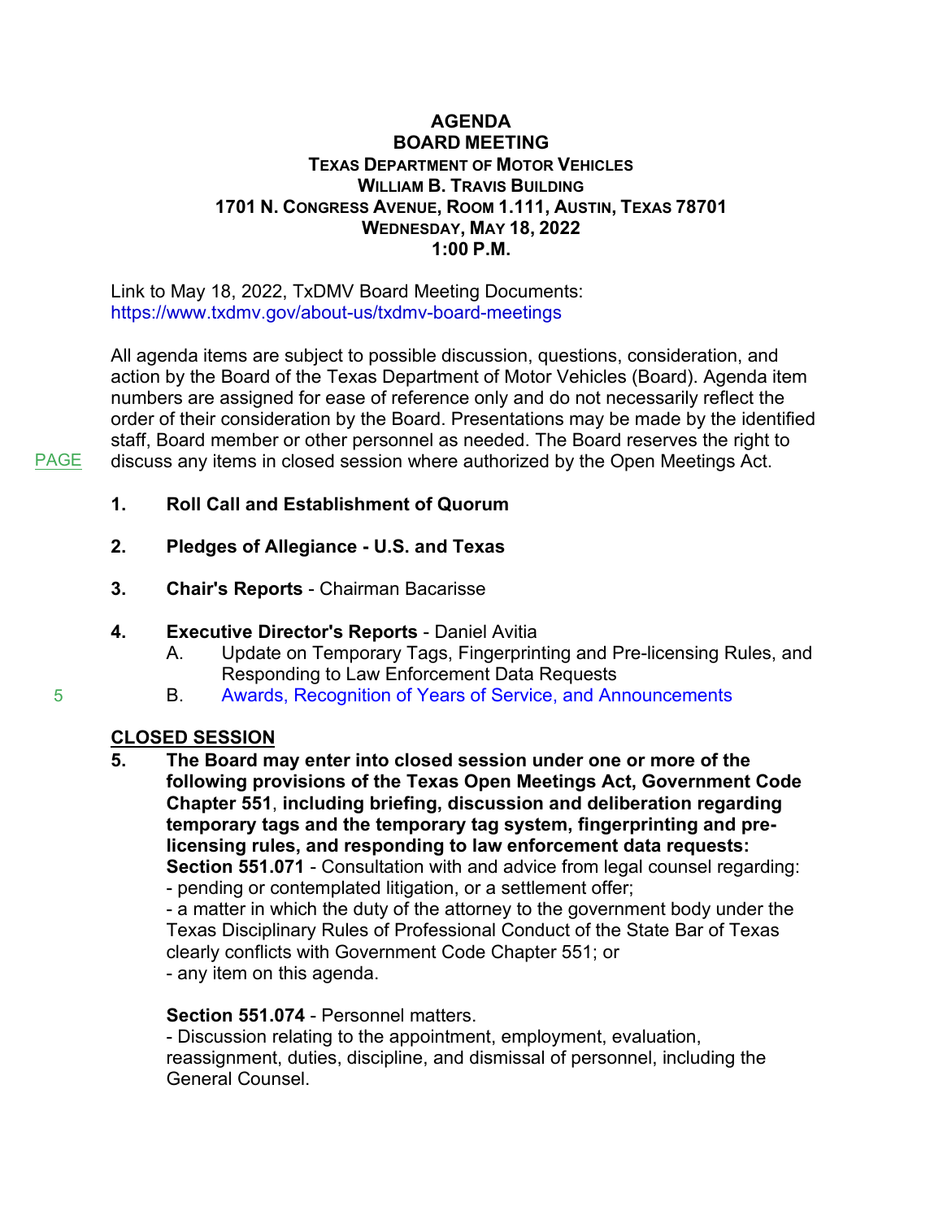**AGENDA**
**BOARD MEETING**
**TEXAS DEPARTMENT OF MOTOR VEHICLES**
**WILLIAM B. TRAVIS BUILDING**
**1701 N. CONGRESS AVENUE, ROOM 1.111, AUSTIN, TEXAS 78701**
**WEDNESDAY, MAY 18, 2022**
**1:00 P.M.**

Link to May 18, 2022, TxDMV Board Meeting Documents:
https://www.txdmv.gov/about-us/txdmv-board-meetings

All agenda items are subject to possible discussion, questions, consideration, and action by the Board of the Texas Department of Motor Vehicles (Board). Agenda item numbers are assigned for ease of reference only and do not necessarily reflect the order of their consideration by the Board. Presentations may be made by the identified staff, Board member or other personnel as needed. The Board reserves the right to discuss any items in closed session where authorized by the Open Meetings Act.

PAGE

1. **Roll Call and Establishment of Quorum**

2. **Pledges of Allegiance - U.S. and Texas**

3. **Chair's Reports** - Chairman Bacarisse

4. **Executive Director's Reports** - Daniel Avitia
   - A. Update on Temporary Tags, Fingerprinting and Pre-licensing Rules, and Responding to Law Enforcement Data Requests
   - B. Awards, Recognition of Years of Service, and Announcements — 5

**CLOSED SESSION**

5. **The Board may enter into closed session under one or more of the following provisions of the Texas Open Meetings Act, Government Code Chapter 551, including briefing, discussion and deliberation regarding temporary tags and the temporary tag system, fingerprinting and pre-licensing rules, and responding to law enforcement data requests:**

   **Section 551.071** - Consultation with and advice from legal counsel regarding:
   - pending or contemplated litigation, or a settlement offer;
   - a matter in which the duty of the attorney to the government body under the Texas Disciplinary Rules of Professional Conduct of the State Bar of Texas clearly conflicts with Government Code Chapter 551; or
   - any item on this agenda.

   **Section 551.074** - Personnel matters.
   - Discussion relating to the appointment, employment, evaluation, reassignment, duties, discipline, and dismissal of personnel, including the General Counsel.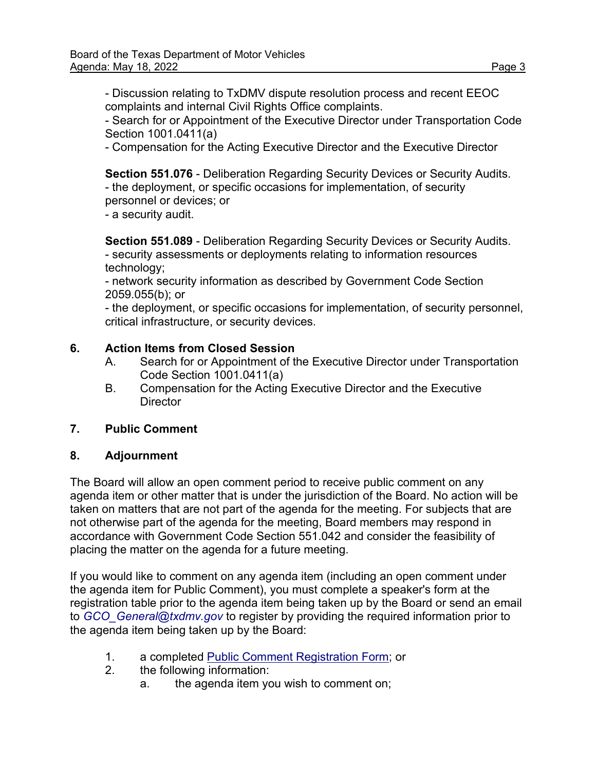- Discussion relating to TxDMV dispute resolution process and recent EEOC complaints and internal Civil Rights Office complaints.
- Search for or Appointment of the Executive Director under Transportation Code Section 1001.0411(a)
- Compensation for the Acting Executive Director and the Executive Director

**Section 551.076** - Deliberation Regarding Security Devices or Security Audits.
- the deployment, or specific occasions for implementation, of security personnel or devices; or
- a security audit.

**Section 551.089** - Deliberation Regarding Security Devices or Security Audits.
- security assessments or deployments relating to information resources technology;
- network security information as described by Government Code Section 2059.055(b); or
- the deployment, or specific occasions for implementation, of security personnel, critical infrastructure, or security devices.

**6. Action Items from Closed Session**

A. Search for or Appointment of the Executive Director under Transportation Code Section 1001.0411(a)

B. Compensation for the Acting Executive Director and the Executive Director

**7. Public Comment**

**8. Adjournment**

The Board will allow an open comment period to receive public comment on any agenda item or other matter that is under the jurisdiction of the Board. No action will be taken on matters that are not part of the agenda for the meeting. For subjects that are not otherwise part of the agenda for the meeting, Board members may respond in accordance with Government Code Section 551.042 and consider the feasibility of placing the matter on the agenda for a future meeting.

If you would like to comment on any agenda item (including an open comment under the agenda item for Public Comment), you must complete a speaker's form at the registration table prior to the agenda item being taken up by the Board or send an email to *GCO_General@txdmv.gov* to register by providing the required information prior to the agenda item being taken up by the Board:

1. a completed Public Comment Registration Form; or
2. the following information:
    a. the agenda item you wish to comment on;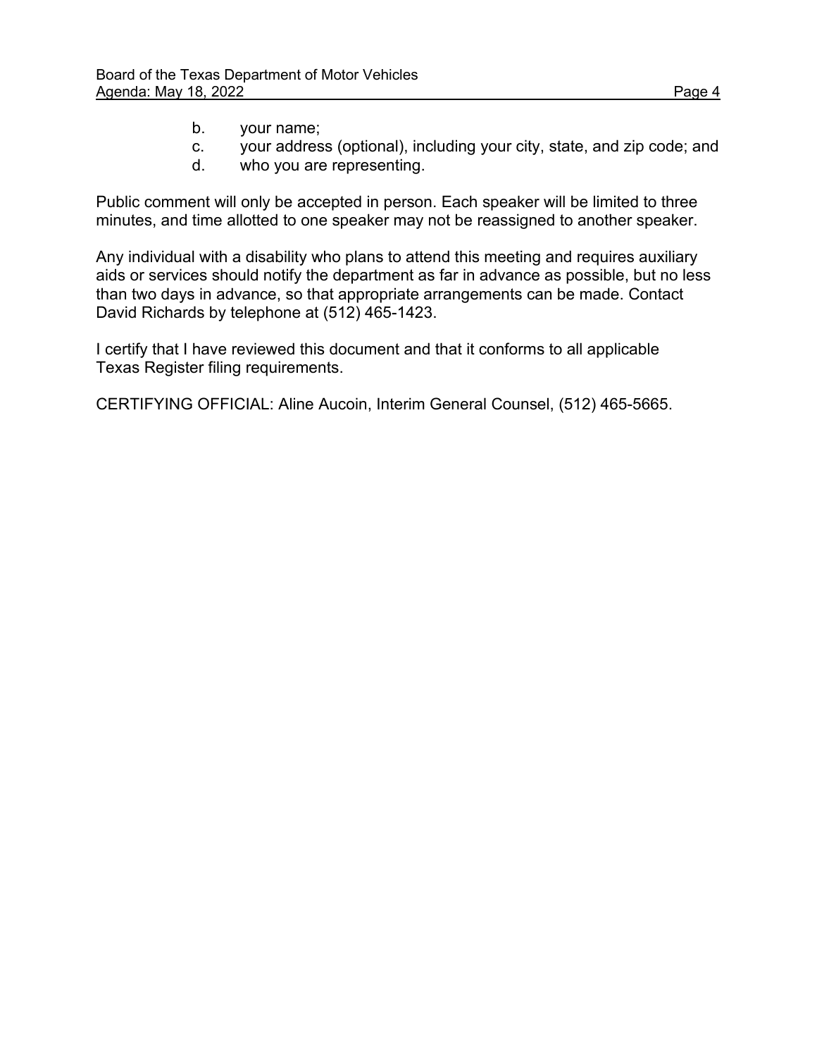b. your name;
c. your address (optional), including your city, state, and zip code; and
d. who you are representing.

Public comment will only be accepted in person. Each speaker will be limited to three minutes, and time allotted to one speaker may not be reassigned to another speaker.

Any individual with a disability who plans to attend this meeting and requires auxiliary aids or services should notify the department as far in advance as possible, but no less than two days in advance, so that appropriate arrangements can be made. Contact David Richards by telephone at (512) 465-1423.

I certify that I have reviewed this document and that it conforms to all applicable Texas Register filing requirements.

CERTIFYING OFFICIAL: Aline Aucoin, Interim General Counsel, (512) 465-5665.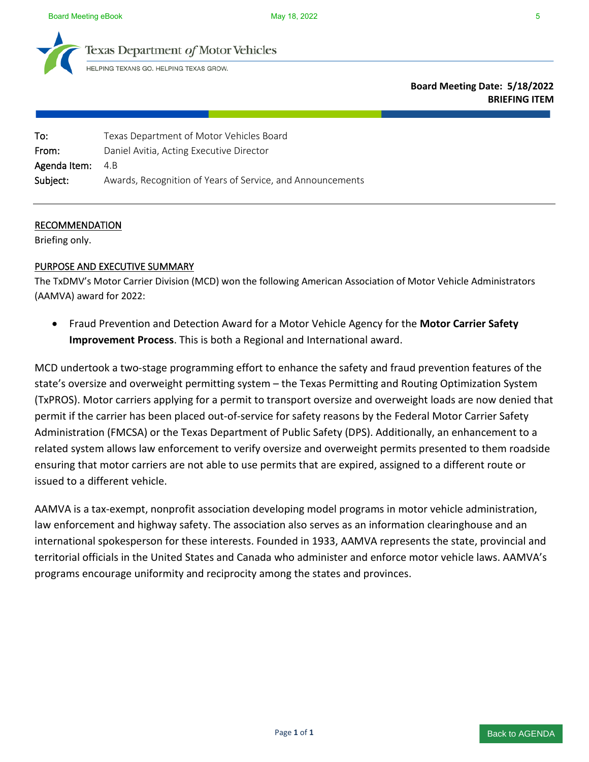Texas Department of Motor Vehicles

HELPING TEXANS GO. HELPING TEXAS GROW.

**Board Meeting Date: 5/18/2022**
**BRIEFING ITEM**

| | |
|---|---|
| To: | Texas Department of Motor Vehicles Board |
| From: | Daniel Avitia, Acting Executive Director |
| Agenda Item: | 4.B |
| Subject: | Awards, Recognition of Years of Service, and Announcements |

## RECOMMENDATION

Briefing only.

## PURPOSE AND EXECUTIVE SUMMARY

The TxDMV's Motor Carrier Division (MCD) won the following American Association of Motor Vehicle Administrators (AAMVA) award for 2022:

- Fraud Prevention and Detection Award for a Motor Vehicle Agency for the **Motor Carrier Safety Improvement Process**. This is both a Regional and International award.

MCD undertook a two-stage programming effort to enhance the safety and fraud prevention features of the state's oversize and overweight permitting system – the Texas Permitting and Routing Optimization System (TxPROS). Motor carriers applying for a permit to transport oversize and overweight loads are now denied that permit if the carrier has been placed out-of-service for safety reasons by the Federal Motor Carrier Safety Administration (FMCSA) or the Texas Department of Public Safety (DPS). Additionally, an enhancement to a related system allows law enforcement to verify oversize and overweight permits presented to them roadside ensuring that motor carriers are not able to use permits that are expired, assigned to a different route or issued to a different vehicle.

AAMVA is a tax-exempt, nonprofit association developing model programs in motor vehicle administration, law enforcement and highway safety. The association also serves as an information clearinghouse and an international spokesperson for these interests. Founded in 1933, AAMVA represents the state, provincial and territorial officials in the United States and Canada who administer and enforce motor vehicle laws. AAMVA's programs encourage uniformity and reciprocity among the states and provinces.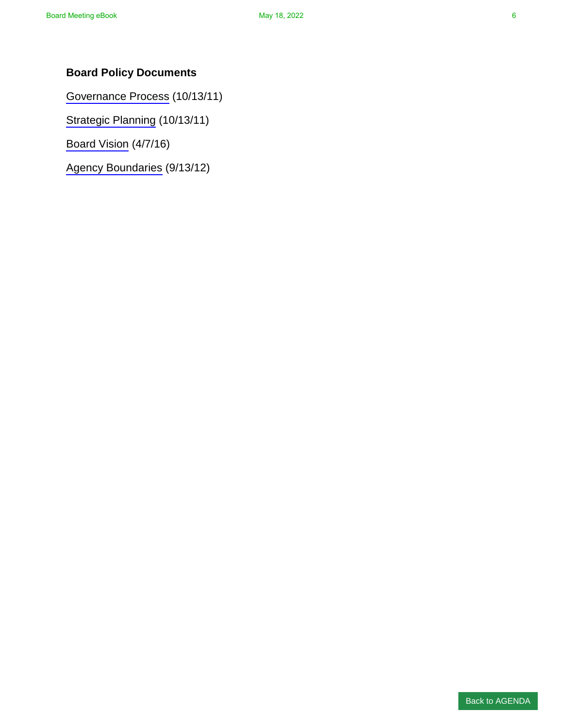**Board Policy Documents**

Governance Process (10/13/11)

Strategic Planning (10/13/11)

Board Vision (4/7/16)

Agency Boundaries (9/13/12)

Back to AGENDA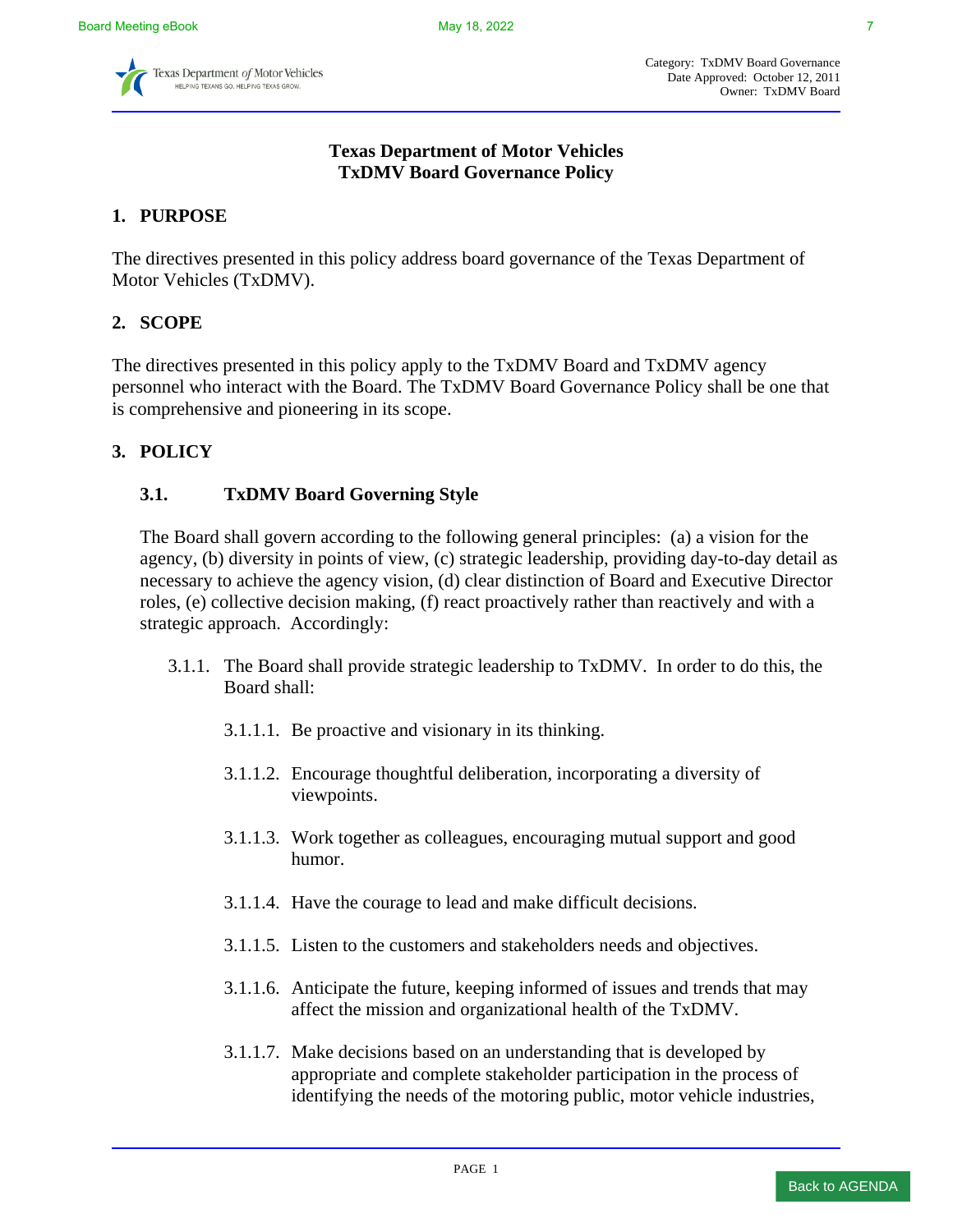Category: TxDMV Board Governance
Date Approved: October 12, 2011
Owner: TxDMV Board

# Texas Department of Motor Vehicles
# TxDMV Board Governance Policy

## 1. PURPOSE

The directives presented in this policy address board governance of the Texas Department of Motor Vehicles (TxDMV).

## 2. SCOPE

The directives presented in this policy apply to the TxDMV Board and TxDMV agency personnel who interact with the Board. The TxDMV Board Governance Policy shall be one that is comprehensive and pioneering in its scope.

## 3. POLICY

### 3.1. TxDMV Board Governing Style

The Board shall govern according to the following general principles: (a) a vision for the agency, (b) diversity in points of view, (c) strategic leadership, providing day-to-day detail as necessary to achieve the agency vision, (d) clear distinction of Board and Executive Director roles, (e) collective decision making, (f) react proactively rather than reactively and with a strategic approach. Accordingly:

3.1.1. The Board shall provide strategic leadership to TxDMV. In order to do this, the Board shall:

3.1.1.1. Be proactive and visionary in its thinking.

3.1.1.2. Encourage thoughtful deliberation, incorporating a diversity of viewpoints.

3.1.1.3. Work together as colleagues, encouraging mutual support and good humor.

3.1.1.4. Have the courage to lead and make difficult decisions.

3.1.1.5. Listen to the customers and stakeholders needs and objectives.

3.1.1.6. Anticipate the future, keeping informed of issues and trends that may affect the mission and organizational health of the TxDMV.

3.1.1.7. Make decisions based on an understanding that is developed by appropriate and complete stakeholder participation in the process of identifying the needs of the motoring public, motor vehicle industries,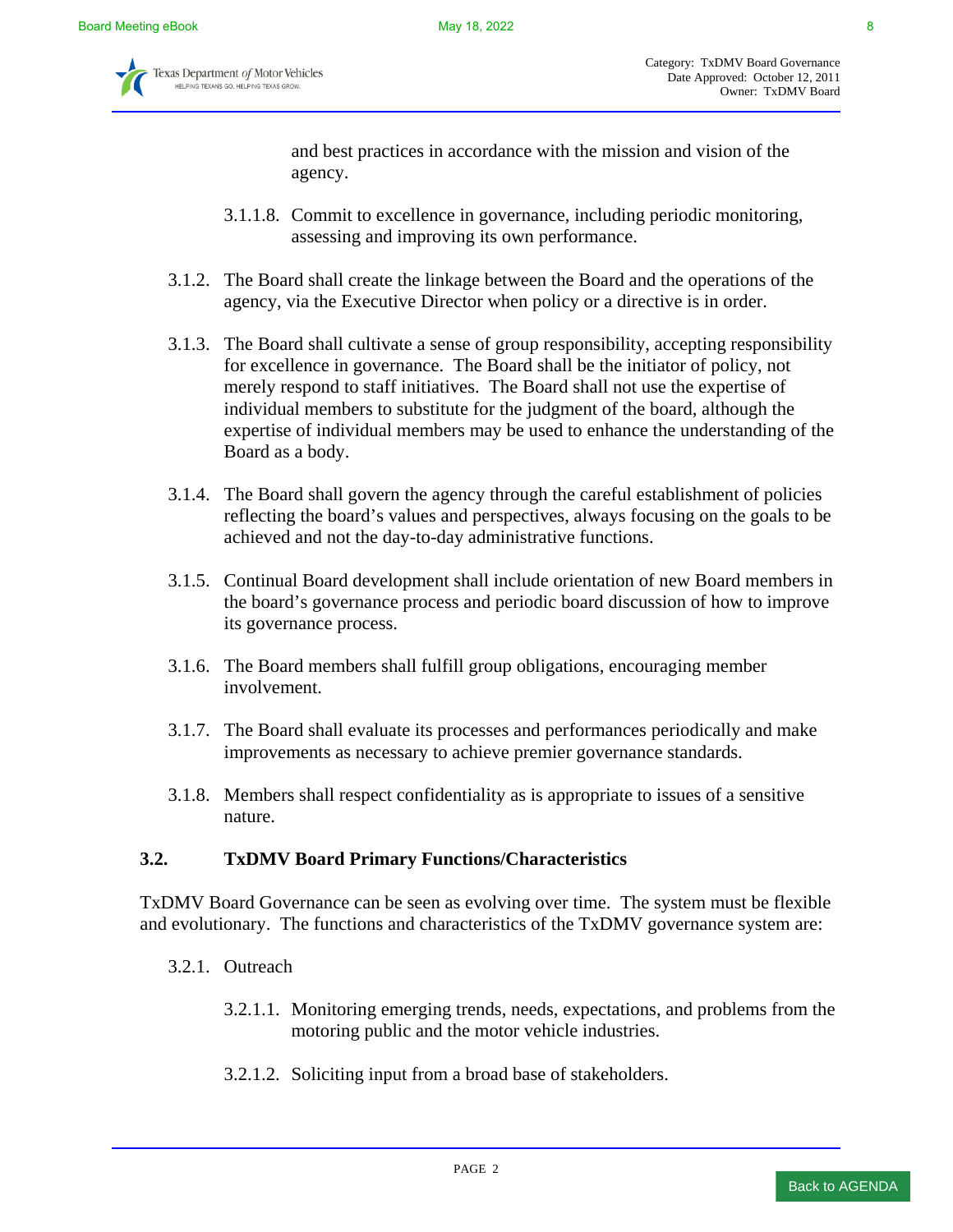and best practices in accordance with the mission and vision of the agency.

3.1.1.8. Commit to excellence in governance, including periodic monitoring, assessing and improving its own performance.

3.1.2. The Board shall create the linkage between the Board and the operations of the agency, via the Executive Director when policy or a directive is in order.

3.1.3. The Board shall cultivate a sense of group responsibility, accepting responsibility for excellence in governance. The Board shall be the initiator of policy, not merely respond to staff initiatives. The Board shall not use the expertise of individual members to substitute for the judgment of the board, although the expertise of individual members may be used to enhance the understanding of the Board as a body.

3.1.4. The Board shall govern the agency through the careful establishment of policies reflecting the board's values and perspectives, always focusing on the goals to be achieved and not the day-to-day administrative functions.

3.1.5. Continual Board development shall include orientation of new Board members in the board's governance process and periodic board discussion of how to improve its governance process.

3.1.6. The Board members shall fulfill group obligations, encouraging member involvement.

3.1.7. The Board shall evaluate its processes and performances periodically and make improvements as necessary to achieve premier governance standards.

3.1.8. Members shall respect confidentiality as is appropriate to issues of a sensitive nature.

### 3.2. TxDMV Board Primary Functions/Characteristics

TxDMV Board Governance can be seen as evolving over time. The system must be flexible and evolutionary. The functions and characteristics of the TxDMV governance system are:

3.2.1. Outreach

3.2.1.1. Monitoring emerging trends, needs, expectations, and problems from the motoring public and the motor vehicle industries.

3.2.1.2. Soliciting input from a broad base of stakeholders.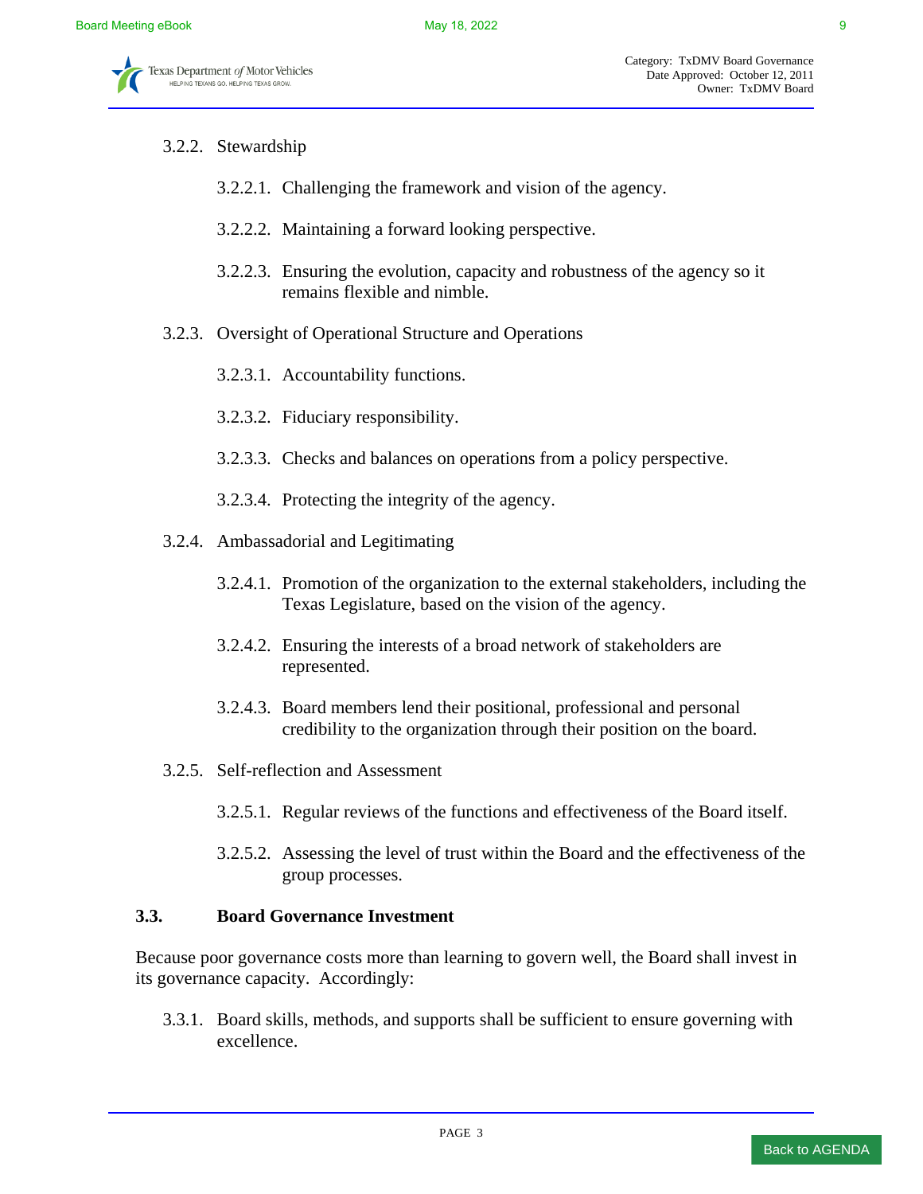3.2.2. Stewardship

3.2.2.1. Challenging the framework and vision of the agency.

3.2.2.2. Maintaining a forward looking perspective.

3.2.2.3. Ensuring the evolution, capacity and robustness of the agency so it remains flexible and nimble.

3.2.3. Oversight of Operational Structure and Operations

3.2.3.1. Accountability functions.

3.2.3.2. Fiduciary responsibility.

3.2.3.3. Checks and balances on operations from a policy perspective.

3.2.3.4. Protecting the integrity of the agency.

3.2.4. Ambassadorial and Legitimating

3.2.4.1. Promotion of the organization to the external stakeholders, including the Texas Legislature, based on the vision of the agency.

3.2.4.2. Ensuring the interests of a broad network of stakeholders are represented.

3.2.4.3. Board members lend their positional, professional and personal credibility to the organization through their position on the board.

3.2.5. Self-reflection and Assessment

3.2.5.1. Regular reviews of the functions and effectiveness of the Board itself.

3.2.5.2. Assessing the level of trust within the Board and the effectiveness of the group processes.

**3.3. Board Governance Investment**

Because poor governance costs more than learning to govern well, the Board shall invest in its governance capacity. Accordingly:

3.3.1. Board skills, methods, and supports shall be sufficient to ensure governing with excellence.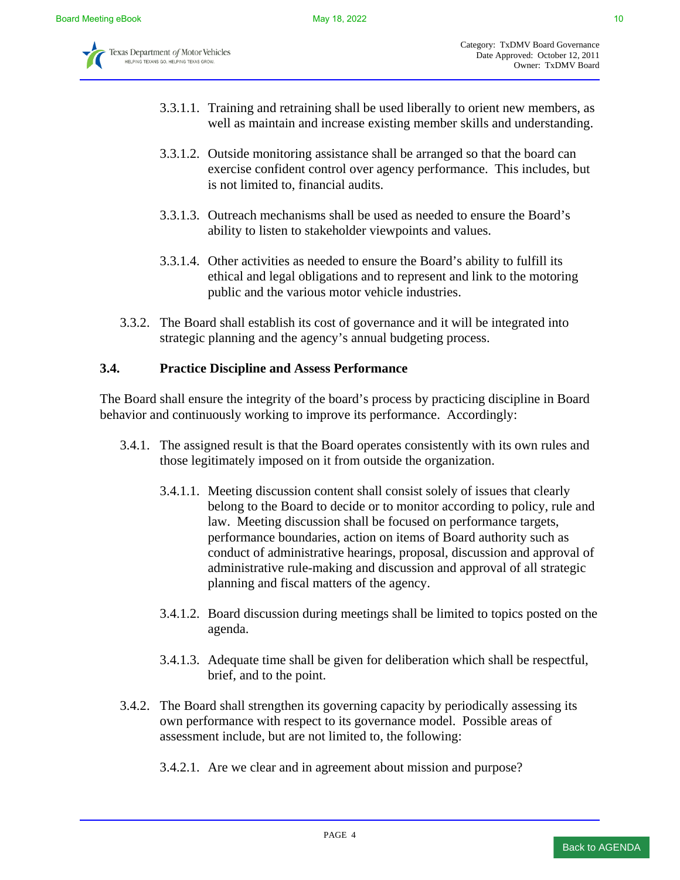3.3.1.1. Training and retraining shall be used liberally to orient new members, as well as maintain and increase existing member skills and understanding.

3.3.1.2. Outside monitoring assistance shall be arranged so that the board can exercise confident control over agency performance. This includes, but is not limited to, financial audits.

3.3.1.3. Outreach mechanisms shall be used as needed to ensure the Board's ability to listen to stakeholder viewpoints and values.

3.3.1.4. Other activities as needed to ensure the Board's ability to fulfill its ethical and legal obligations and to represent and link to the motoring public and the various motor vehicle industries.

3.3.2. The Board shall establish its cost of governance and it will be integrated into strategic planning and the agency's annual budgeting process.

**3.4. Practice Discipline and Assess Performance**

The Board shall ensure the integrity of the board's process by practicing discipline in Board behavior and continuously working to improve its performance. Accordingly:

3.4.1. The assigned result is that the Board operates consistently with its own rules and those legitimately imposed on it from outside the organization.

3.4.1.1. Meeting discussion content shall consist solely of issues that clearly belong to the Board to decide or to monitor according to policy, rule and law. Meeting discussion shall be focused on performance targets, performance boundaries, action on items of Board authority such as conduct of administrative hearings, proposal, discussion and approval of administrative rule-making and discussion and approval of all strategic planning and fiscal matters of the agency.

3.4.1.2. Board discussion during meetings shall be limited to topics posted on the agenda.

3.4.1.3. Adequate time shall be given for deliberation which shall be respectful, brief, and to the point.

3.4.2. The Board shall strengthen its governing capacity by periodically assessing its own performance with respect to its governance model. Possible areas of assessment include, but are not limited to, the following:

3.4.2.1. Are we clear and in agreement about mission and purpose?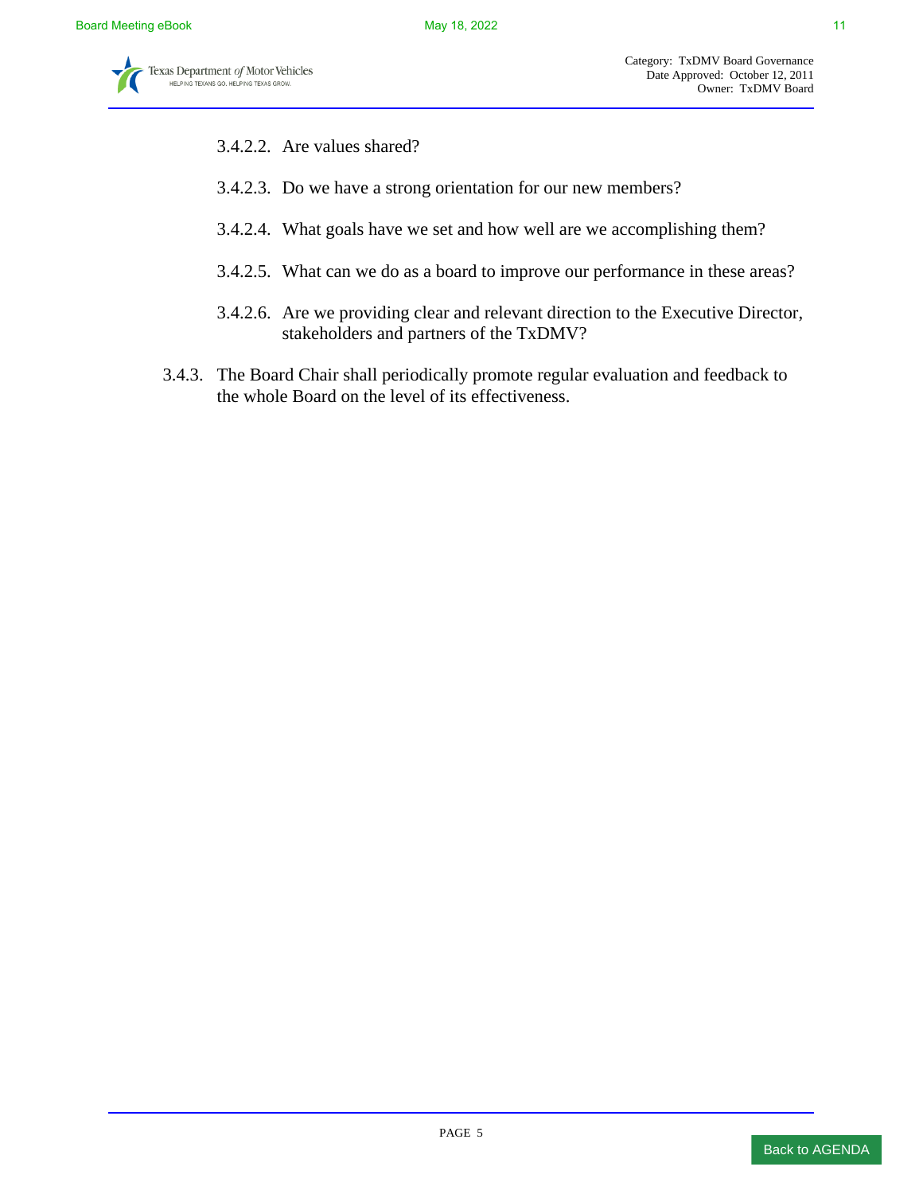3.4.2.2. Are values shared?

3.4.2.3. Do we have a strong orientation for our new members?

3.4.2.4. What goals have we set and how well are we accomplishing them?

3.4.2.5. What can we do as a board to improve our performance in these areas?

3.4.2.6. Are we providing clear and relevant direction to the Executive Director, stakeholders and partners of the TxDMV?

3.4.3. The Board Chair shall periodically promote regular evaluation and feedback to the whole Board on the level of its effectiveness.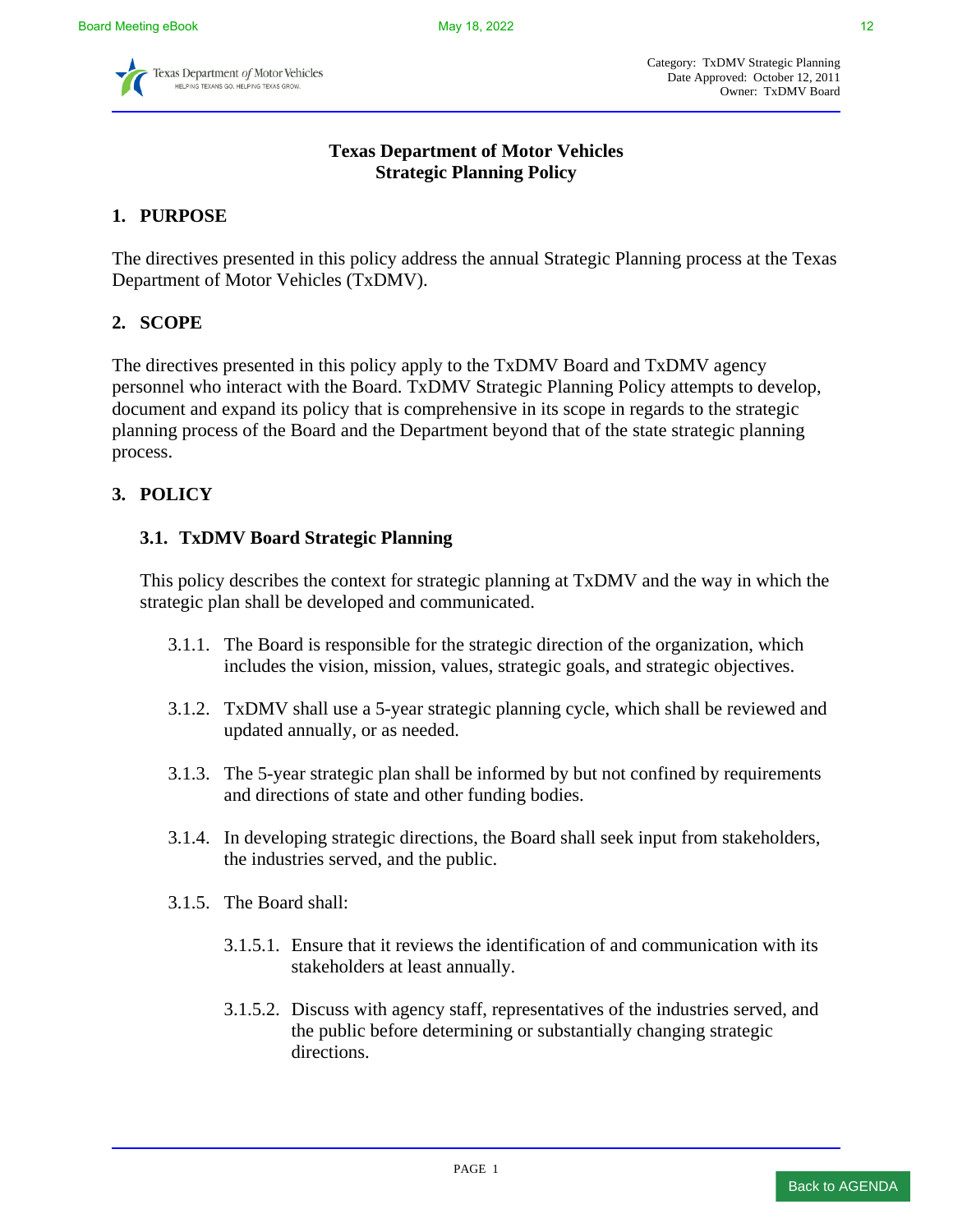Category: TxDMV Strategic Planning
Date Approved: October 12, 2011
Owner: TxDMV Board

# Texas Department of Motor Vehicles
# Strategic Planning Policy

## 1. PURPOSE

The directives presented in this policy address the annual Strategic Planning process at the Texas Department of Motor Vehicles (TxDMV).

## 2. SCOPE

The directives presented in this policy apply to the TxDMV Board and TxDMV agency personnel who interact with the Board. TxDMV Strategic Planning Policy attempts to develop, document and expand its policy that is comprehensive in its scope in regards to the strategic planning process of the Board and the Department beyond that of the state strategic planning process.

## 3. POLICY

### 3.1. TxDMV Board Strategic Planning

This policy describes the context for strategic planning at TxDMV and the way in which the strategic plan shall be developed and communicated.

3.1.1. The Board is responsible for the strategic direction of the organization, which includes the vision, mission, values, strategic goals, and strategic objectives.

3.1.2. TxDMV shall use a 5-year strategic planning cycle, which shall be reviewed and updated annually, or as needed.

3.1.3. The 5-year strategic plan shall be informed by but not confined by requirements and directions of state and other funding bodies.

3.1.4. In developing strategic directions, the Board shall seek input from stakeholders, the industries served, and the public.

3.1.5. The Board shall:

3.1.5.1. Ensure that it reviews the identification of and communication with its stakeholders at least annually.

3.1.5.2. Discuss with agency staff, representatives of the industries served, and the public before determining or substantially changing strategic directions.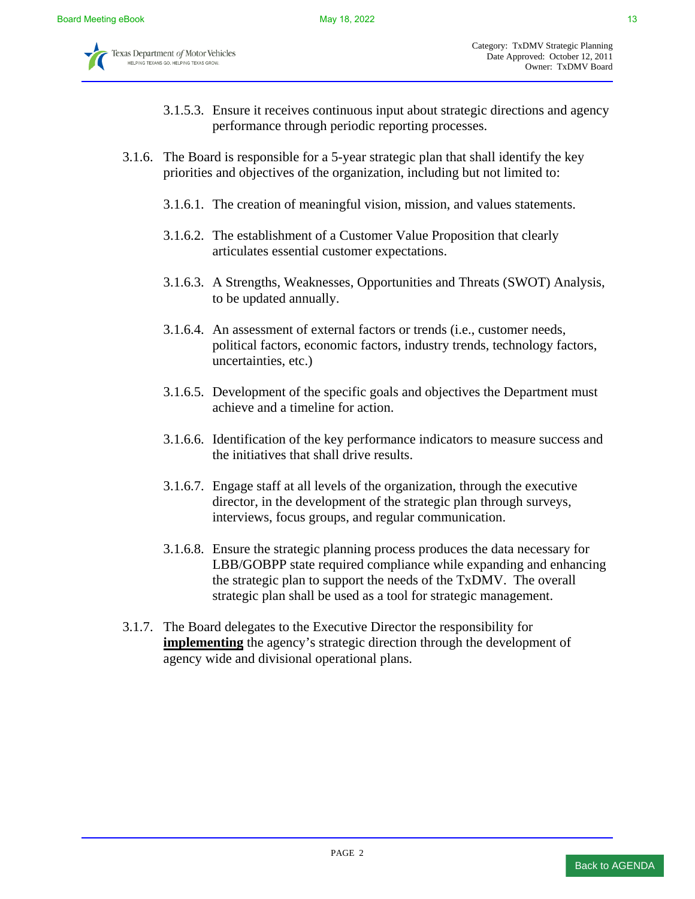3.1.5.3. Ensure it receives continuous input about strategic directions and agency performance through periodic reporting processes.

3.1.6. The Board is responsible for a 5-year strategic plan that shall identify the key priorities and objectives of the organization, including but not limited to:

3.1.6.1. The creation of meaningful vision, mission, and values statements.

3.1.6.2. The establishment of a Customer Value Proposition that clearly articulates essential customer expectations.

3.1.6.3. A Strengths, Weaknesses, Opportunities and Threats (SWOT) Analysis, to be updated annually.

3.1.6.4. An assessment of external factors or trends (i.e., customer needs, political factors, economic factors, industry trends, technology factors, uncertainties, etc.)

3.1.6.5. Development of the specific goals and objectives the Department must achieve and a timeline for action.

3.1.6.6. Identification of the key performance indicators to measure success and the initiatives that shall drive results.

3.1.6.7. Engage staff at all levels of the organization, through the executive director, in the development of the strategic plan through surveys, interviews, focus groups, and regular communication.

3.1.6.8. Ensure the strategic planning process produces the data necessary for LBB/GOBPP state required compliance while expanding and enhancing the strategic plan to support the needs of the TxDMV. The overall strategic plan shall be used as a tool for strategic management.

3.1.7. The Board delegates to the Executive Director the responsibility for **implementing** the agency's strategic direction through the development of agency wide and divisional operational plans.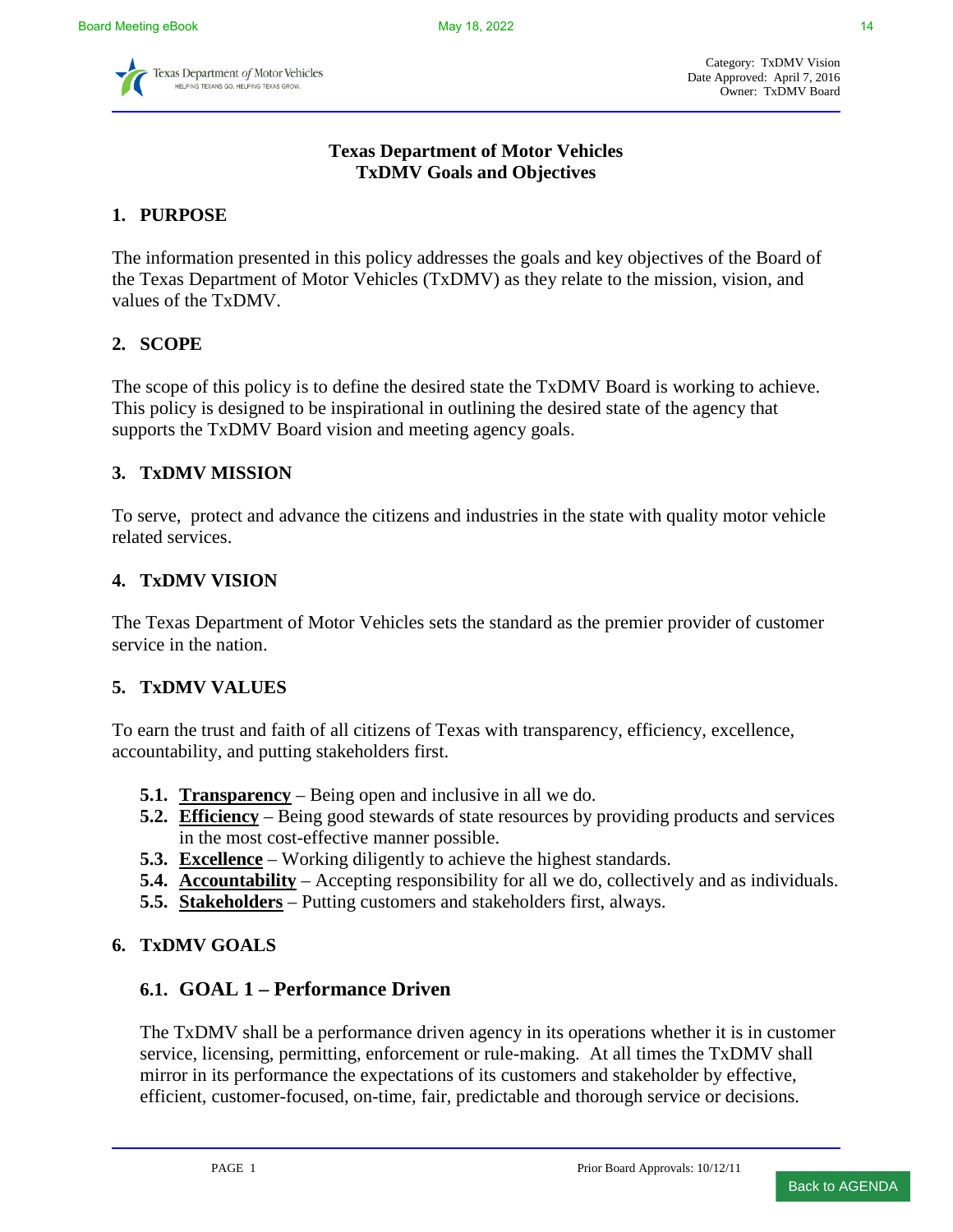Category: TxDMV Vision
Date Approved: April 7, 2016
Owner: TxDMV Board

# Texas Department of Motor Vehicles
# TxDMV Goals and Objectives

## 1. PURPOSE

The information presented in this policy addresses the goals and key objectives of the Board of the Texas Department of Motor Vehicles (TxDMV) as they relate to the mission, vision, and values of the TxDMV.

## 2. SCOPE

The scope of this policy is to define the desired state the TxDMV Board is working to achieve. This policy is designed to be inspirational in outlining the desired state of the agency that supports the TxDMV Board vision and meeting agency goals.

## 3. TxDMV MISSION

To serve, protect and advance the citizens and industries in the state with quality motor vehicle related services.

## 4. TxDMV VISION

The Texas Department of Motor Vehicles sets the standard as the premier provider of customer service in the nation.

## 5. TxDMV VALUES

To earn the trust and faith of all citizens of Texas with transparency, efficiency, excellence, accountability, and putting stakeholders first.

**5.1.** **Transparency** – Being open and inclusive in all we do.
**5.2.** **Efficiency** – Being good stewards of state resources by providing products and services in the most cost-effective manner possible.
**5.3.** **Excellence** – Working diligently to achieve the highest standards.
**5.4.** **Accountability** – Accepting responsibility for all we do, collectively and as individuals.
**5.5.** **Stakeholders** – Putting customers and stakeholders first, always.

## 6. TxDMV GOALS

### 6.1. GOAL 1 – Performance Driven

The TxDMV shall be a performance driven agency in its operations whether it is in customer service, licensing, permitting, enforcement or rule-making. At all times the TxDMV shall mirror in its performance the expectations of its customers and stakeholder by effective, efficient, customer-focused, on-time, fair, predictable and thorough service or decisions.

Prior Board Approvals: 10/12/11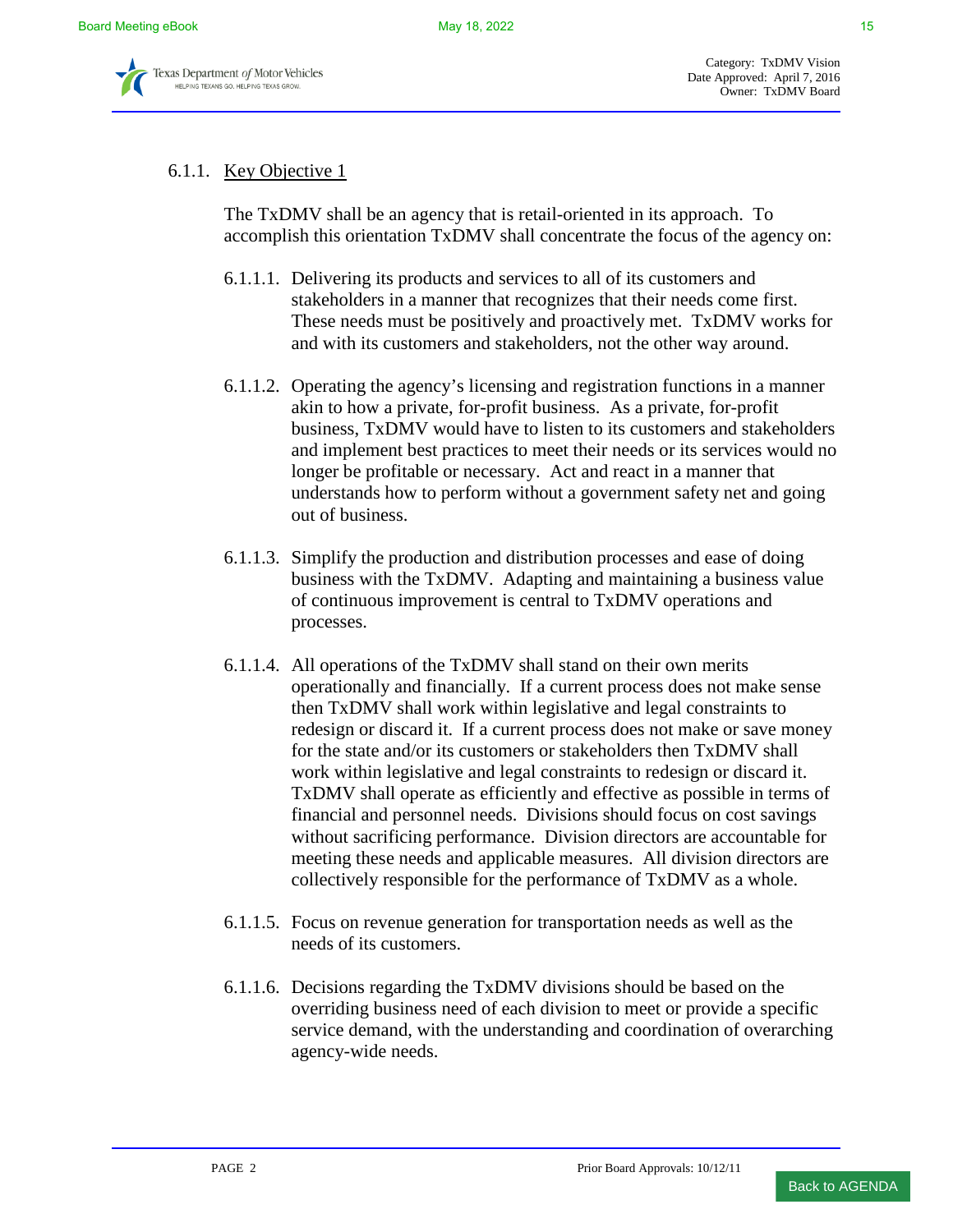Category: TxDMV Vision
Date Approved: April 7, 2016
Owner: TxDMV Board

### 6.1.1. Key Objective 1

The TxDMV shall be an agency that is retail-oriented in its approach. To accomplish this orientation TxDMV shall concentrate the focus of the agency on:

6.1.1.1. Delivering its products and services to all of its customers and stakeholders in a manner that recognizes that their needs come first. These needs must be positively and proactively met. TxDMV works for and with its customers and stakeholders, not the other way around.

6.1.1.2. Operating the agency's licensing and registration functions in a manner akin to how a private, for-profit business. As a private, for-profit business, TxDMV would have to listen to its customers and stakeholders and implement best practices to meet their needs or its services would no longer be profitable or necessary. Act and react in a manner that understands how to perform without a government safety net and going out of business.

6.1.1.3. Simplify the production and distribution processes and ease of doing business with the TxDMV. Adapting and maintaining a business value of continuous improvement is central to TxDMV operations and processes.

6.1.1.4. All operations of the TxDMV shall stand on their own merits operationally and financially. If a current process does not make sense then TxDMV shall work within legislative and legal constraints to redesign or discard it. If a current process does not make or save money for the state and/or its customers or stakeholders then TxDMV shall work within legislative and legal constraints to redesign or discard it. TxDMV shall operate as efficiently and effective as possible in terms of financial and personnel needs. Divisions should focus on cost savings without sacrificing performance. Division directors are accountable for meeting these needs and applicable measures. All division directors are collectively responsible for the performance of TxDMV as a whole.

6.1.1.5. Focus on revenue generation for transportation needs as well as the needs of its customers.

6.1.1.6. Decisions regarding the TxDMV divisions should be based on the overriding business need of each division to meet or provide a specific service demand, with the understanding and coordination of overarching agency-wide needs.

Prior Board Approvals: 10/12/11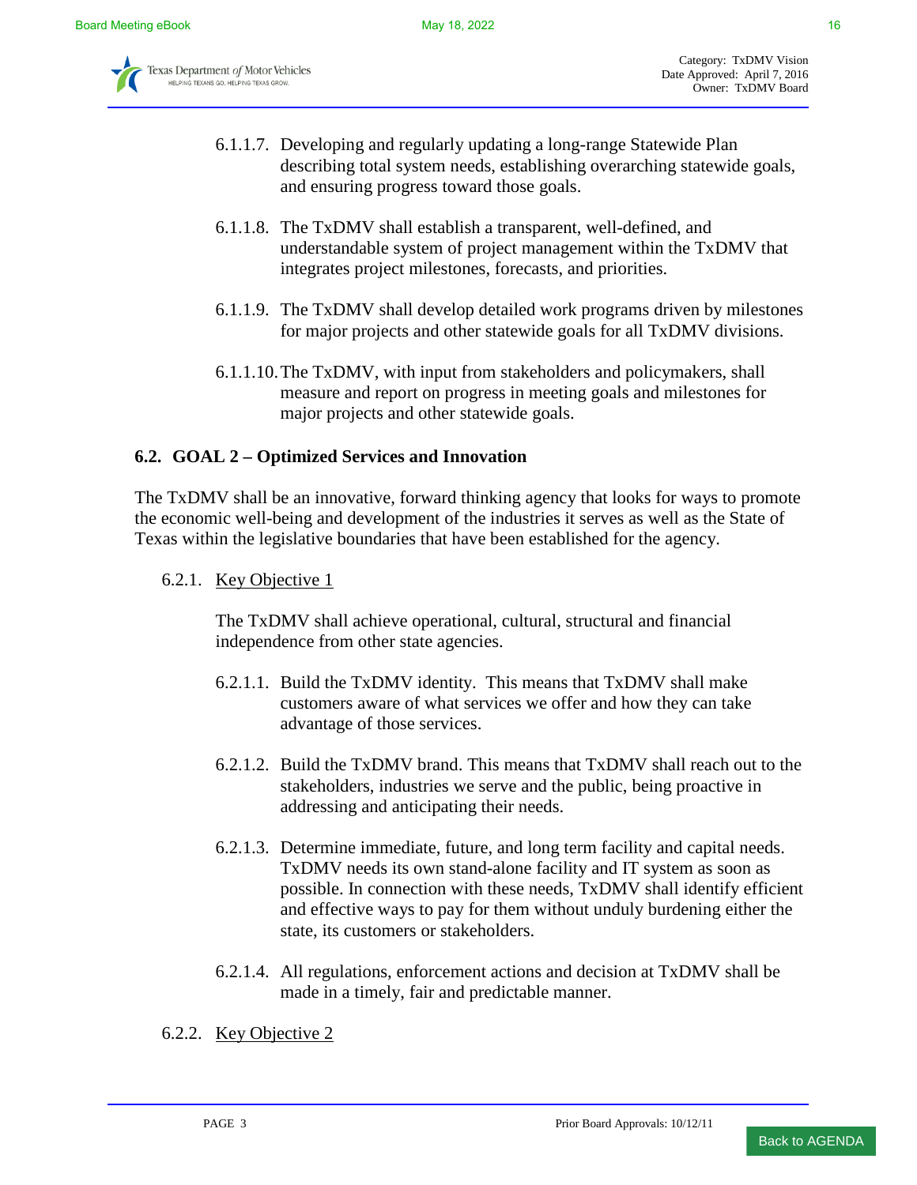6.1.1.7. Developing and regularly updating a long-range Statewide Plan describing total system needs, establishing overarching statewide goals, and ensuring progress toward those goals.

6.1.1.8. The TxDMV shall establish a transparent, well-defined, and understandable system of project management within the TxDMV that integrates project milestones, forecasts, and priorities.

6.1.1.9. The TxDMV shall develop detailed work programs driven by milestones for major projects and other statewide goals for all TxDMV divisions.

6.1.1.10. The TxDMV, with input from stakeholders and policymakers, shall measure and report on progress in meeting goals and milestones for major projects and other statewide goals.

## 6.2. GOAL 2 – Optimized Services and Innovation

The TxDMV shall be an innovative, forward thinking agency that looks for ways to promote the economic well-being and development of the industries it serves as well as the State of Texas within the legislative boundaries that have been established for the agency.

6.2.1. Key Objective 1

The TxDMV shall achieve operational, cultural, structural and financial independence from other state agencies.

6.2.1.1. Build the TxDMV identity. This means that TxDMV shall make customers aware of what services we offer and how they can take advantage of those services.

6.2.1.2. Build the TxDMV brand. This means that TxDMV shall reach out to the stakeholders, industries we serve and the public, being proactive in addressing and anticipating their needs.

6.2.1.3. Determine immediate, future, and long term facility and capital needs. TxDMV needs its own stand-alone facility and IT system as soon as possible. In connection with these needs, TxDMV shall identify efficient and effective ways to pay for them without unduly burdening either the state, its customers or stakeholders.

6.2.1.4. All regulations, enforcement actions and decision at TxDMV shall be made in a timely, fair and predictable manner.

6.2.2. Key Objective 2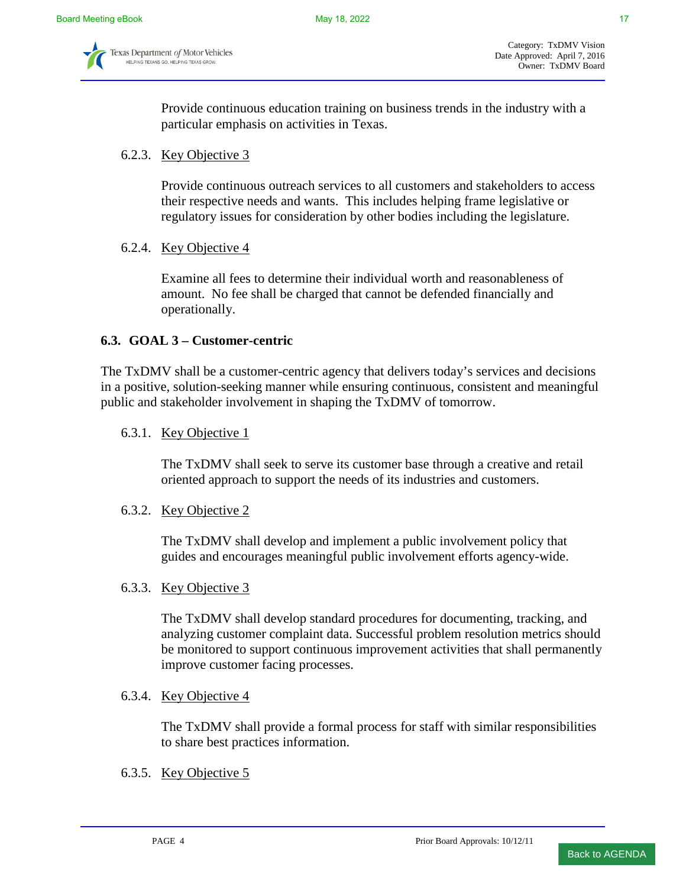Provide continuous education training on business trends in the industry with a particular emphasis on activities in Texas.

6.2.3. Key Objective 3

Provide continuous outreach services to all customers and stakeholders to access their respective needs and wants. This includes helping frame legislative or regulatory issues for consideration by other bodies including the legislature.

6.2.4. Key Objective 4

Examine all fees to determine their individual worth and reasonableness of amount. No fee shall be charged that cannot be defended financially and operationally.

### 6.3. GOAL 3 – Customer-centric

The TxDMV shall be a customer-centric agency that delivers today's services and decisions in a positive, solution-seeking manner while ensuring continuous, consistent and meaningful public and stakeholder involvement in shaping the TxDMV of tomorrow.

6.3.1. Key Objective 1

The TxDMV shall seek to serve its customer base through a creative and retail oriented approach to support the needs of its industries and customers.

6.3.2. Key Objective 2

The TxDMV shall develop and implement a public involvement policy that guides and encourages meaningful public involvement efforts agency-wide.

6.3.3. Key Objective 3

The TxDMV shall develop standard procedures for documenting, tracking, and analyzing customer complaint data. Successful problem resolution metrics should be monitored to support continuous improvement activities that shall permanently improve customer facing processes.

6.3.4. Key Objective 4

The TxDMV shall provide a formal process for staff with similar responsibilities to share best practices information.

6.3.5. Key Objective 5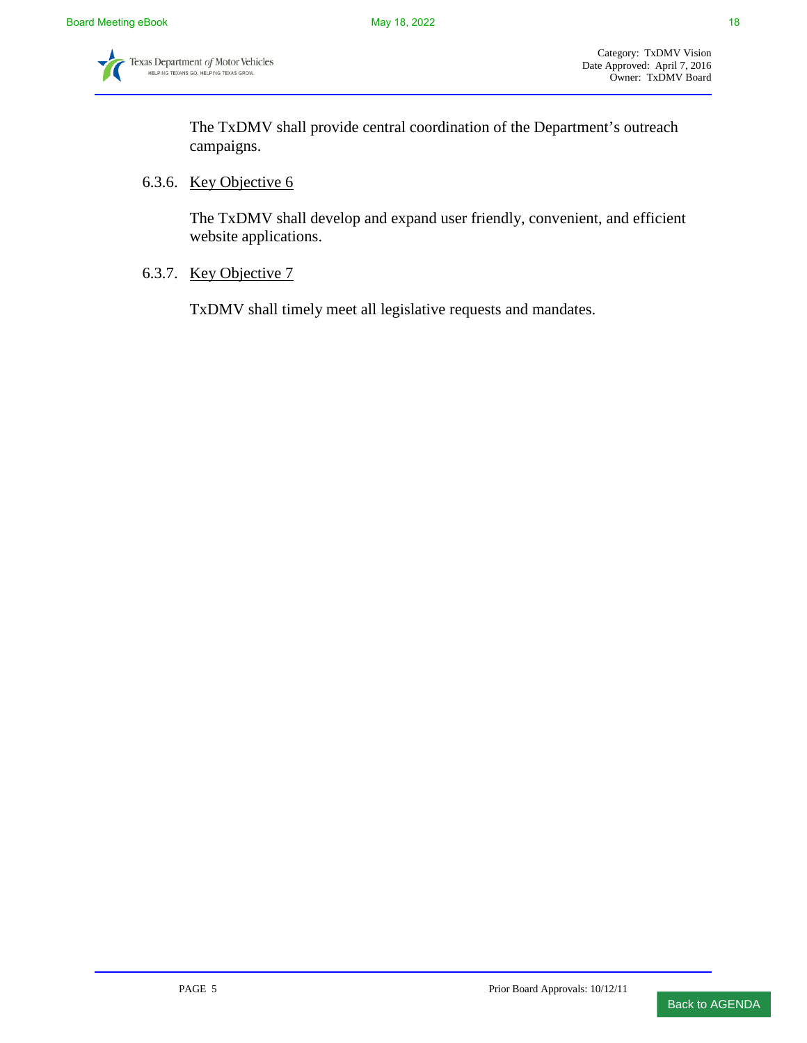The TxDMV shall provide central coordination of the Department's outreach campaigns.

6.3.6. Key Objective 6

The TxDMV shall develop and expand user friendly, convenient, and efficient website applications.

6.3.7. Key Objective 7

TxDMV shall timely meet all legislative requests and mandates.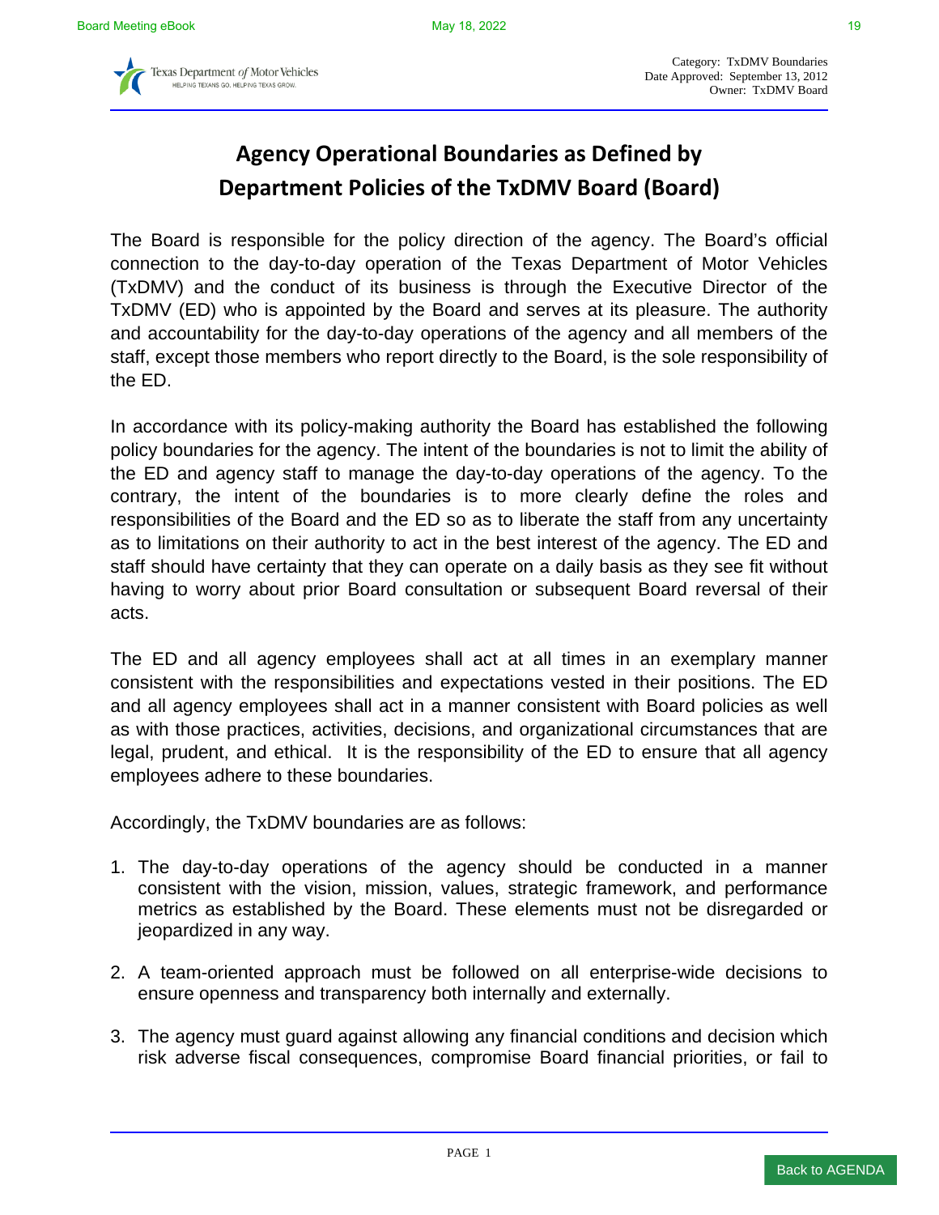Category: TxDMV Boundaries
Date Approved: September 13, 2012
Owner: TxDMV Board

# Agency Operational Boundaries as Defined by Department Policies of the TxDMV Board (Board)

The Board is responsible for the policy direction of the agency. The Board's official connection to the day-to-day operation of the Texas Department of Motor Vehicles (TxDMV) and the conduct of its business is through the Executive Director of the TxDMV (ED) who is appointed by the Board and serves at its pleasure. The authority and accountability for the day-to-day operations of the agency and all members of the staff, except those members who report directly to the Board, is the sole responsibility of the ED.

In accordance with its policy-making authority the Board has established the following policy boundaries for the agency. The intent of the boundaries is not to limit the ability of the ED and agency staff to manage the day-to-day operations of the agency. To the contrary, the intent of the boundaries is to more clearly define the roles and responsibilities of the Board and the ED so as to liberate the staff from any uncertainty as to limitations on their authority to act in the best interest of the agency. The ED and staff should have certainty that they can operate on a daily basis as they see fit without having to worry about prior Board consultation or subsequent Board reversal of their acts.

The ED and all agency employees shall act at all times in an exemplary manner consistent with the responsibilities and expectations vested in their positions. The ED and all agency employees shall act in a manner consistent with Board policies as well as with those practices, activities, decisions, and organizational circumstances that are legal, prudent, and ethical. It is the responsibility of the ED to ensure that all agency employees adhere to these boundaries.

Accordingly, the TxDMV boundaries are as follows:

1. The day-to-day operations of the agency should be conducted in a manner consistent with the vision, mission, values, strategic framework, and performance metrics as established by the Board. These elements must not be disregarded or jeopardized in any way.

2. A team-oriented approach must be followed on all enterprise-wide decisions to ensure openness and transparency both internally and externally.

3. The agency must guard against allowing any financial conditions and decision which risk adverse fiscal consequences, compromise Board financial priorities, or fail to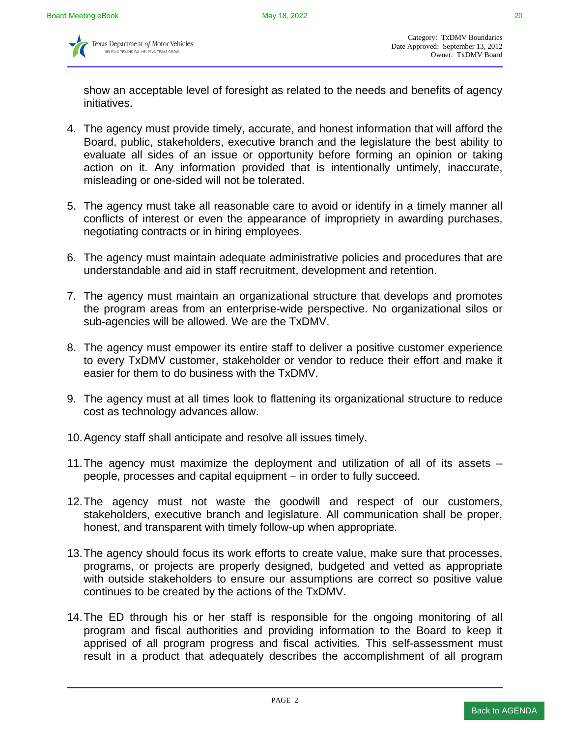show an acceptable level of foresight as related to the needs and benefits of agency initiatives.

4. The agency must provide timely, accurate, and honest information that will afford the Board, public, stakeholders, executive branch and the legislature the best ability to evaluate all sides of an issue or opportunity before forming an opinion or taking action on it. Any information provided that is intentionally untimely, inaccurate, misleading or one-sided will not be tolerated.

5. The agency must take all reasonable care to avoid or identify in a timely manner all conflicts of interest or even the appearance of impropriety in awarding purchases, negotiating contracts or in hiring employees.

6. The agency must maintain adequate administrative policies and procedures that are understandable and aid in staff recruitment, development and retention.

7. The agency must maintain an organizational structure that develops and promotes the program areas from an enterprise-wide perspective. No organizational silos or sub-agencies will be allowed. We are the TxDMV.

8. The agency must empower its entire staff to deliver a positive customer experience to every TxDMV customer, stakeholder or vendor to reduce their effort and make it easier for them to do business with the TxDMV.

9. The agency must at all times look to flattening its organizational structure to reduce cost as technology advances allow.

10. Agency staff shall anticipate and resolve all issues timely.

11. The agency must maximize the deployment and utilization of all of its assets – people, processes and capital equipment – in order to fully succeed.

12. The agency must not waste the goodwill and respect of our customers, stakeholders, executive branch and legislature. All communication shall be proper, honest, and transparent with timely follow-up when appropriate.

13. The agency should focus its work efforts to create value, make sure that processes, programs, or projects are properly designed, budgeted and vetted as appropriate with outside stakeholders to ensure our assumptions are correct so positive value continues to be created by the actions of the TxDMV.

14. The ED through his or her staff is responsible for the ongoing monitoring of all program and fiscal authorities and providing information to the Board to keep it apprised of all program progress and fiscal activities. This self-assessment must result in a product that adequately describes the accomplishment of all program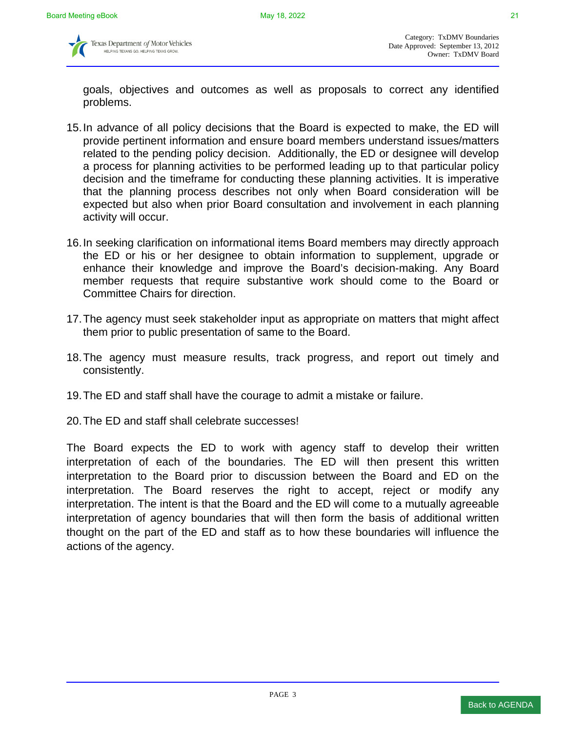goals, objectives and outcomes as well as proposals to correct any identified problems.

15. In advance of all policy decisions that the Board is expected to make, the ED will provide pertinent information and ensure board members understand issues/matters related to the pending policy decision. Additionally, the ED or designee will develop a process for planning activities to be performed leading up to that particular policy decision and the timeframe for conducting these planning activities. It is imperative that the planning process describes not only when Board consideration will be expected but also when prior Board consultation and involvement in each planning activity will occur.

16. In seeking clarification on informational items Board members may directly approach the ED or his or her designee to obtain information to supplement, upgrade or enhance their knowledge and improve the Board's decision-making. Any Board member requests that require substantive work should come to the Board or Committee Chairs for direction.

17. The agency must seek stakeholder input as appropriate on matters that might affect them prior to public presentation of same to the Board.

18. The agency must measure results, track progress, and report out timely and consistently.

19. The ED and staff shall have the courage to admit a mistake or failure.

20. The ED and staff shall celebrate successes!

The Board expects the ED to work with agency staff to develop their written interpretation of each of the boundaries. The ED will then present this written interpretation to the Board prior to discussion between the Board and ED on the interpretation. The Board reserves the right to accept, reject or modify any interpretation. The intent is that the Board and the ED will come to a mutually agreeable interpretation of agency boundaries that will then form the basis of additional written thought on the part of the ED and staff as to how these boundaries will influence the actions of the agency.